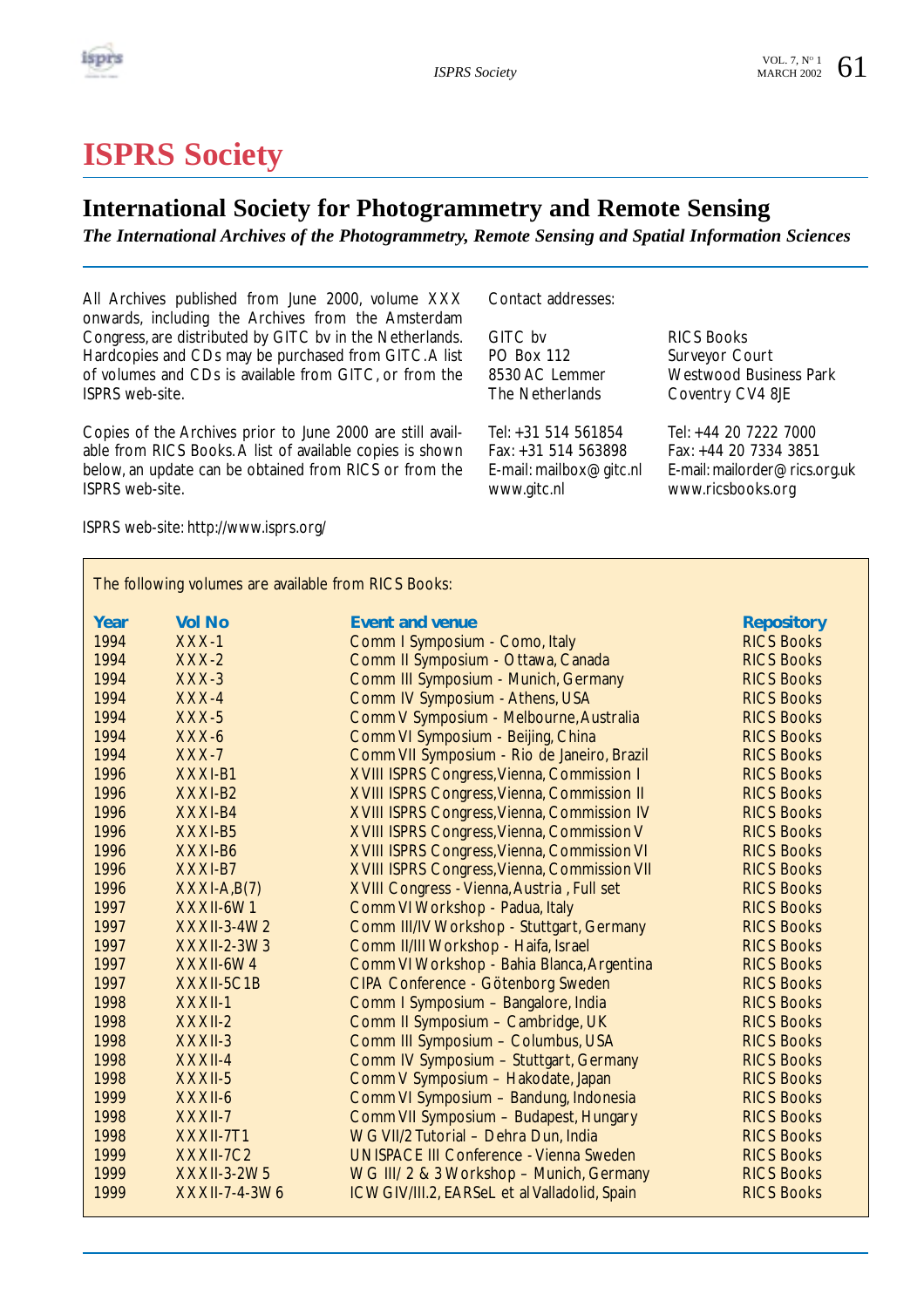# ISPRS Society

## International Society for Photogrammetry and Remote Sensing

***The International Archives of the Photogrammetry, Remote Sensing and Spatial Information Sciences***

All Archives published from June 2000, volume XXX onwards, including the Archives from the Amsterdam Congress, are distributed by GITC bv in the Netherlands. Hardcopies and CDs may be purchased from GITC. A list of volumes and CDs is available from GITC, or from the ISPRS web-site.

Copies of the Archives prior to June 2000 are still available from RICS Books. A list of available copies is shown below, an update can be obtained from RICS or from the ISPRS web-site.

ISPRS web-site: http://www.isprs.org/

Contact addresses:

GITC bv
PO Box 112
8530 AC Lemmer
The Netherlands

Tel: +31 514 561854
Fax: +31 514 563898
E-mail: mailbox@gitc.nl
www.gitc.nl

RICS Books
Surveyor Court
Westwood Business Park
Coventry CV4 8JE

Tel: +44 20 7222 7000
Fax: +44 20 7334 3851
E-mail: mailorder@rics.org.uk
www.ricsbooks.org

The following volumes are available from RICS Books:

| Year | Vol No | Event and venue | Repository |
|---|---|---|---|
| 1994 | XXX-1 | Comm I Symposium - Como, Italy | RICS Books |
| 1994 | XXX-2 | Comm II Symposium - Ottawa, Canada | RICS Books |
| 1994 | XXX-3 | Comm III Symposium - Munich, Germany | RICS Books |
| 1994 | XXX-4 | Comm IV Symposium - Athens, USA | RICS Books |
| 1994 | XXX-5 | Comm V Symposium - Melbourne, Australia | RICS Books |
| 1994 | XXX-6 | Comm VI Symposium - Beijing, China | RICS Books |
| 1994 | XXX-7 | Comm VII Symposium - Rio de Janeiro, Brazil | RICS Books |
| 1996 | XXXI-B1 | XVIII ISPRS Congress, Vienna, Commission I | RICS Books |
| 1996 | XXXI-B2 | XVIII ISPRS Congress, Vienna, Commission II | RICS Books |
| 1996 | XXXI-B4 | XVIII ISPRS Congress, Vienna, Commission IV | RICS Books |
| 1996 | XXXI-B5 | XVIII ISPRS Congress, Vienna, Commission V | RICS Books |
| 1996 | XXXI-B6 | XVIII ISPRS Congress, Vienna, Commission VI | RICS Books |
| 1996 | XXXI-B7 | XVIII ISPRS Congress, Vienna, Commission VII | RICS Books |
| 1996 | XXXI-A,B(7) | XVIII Congress - Vienna, Austria , Full set | RICS Books |
| 1997 | XXXII-6W1 | Comm VI Workshop - Padua, Italy | RICS Books |
| 1997 | XXXII-3-4W2 | Comm III/IV Workshop - Stuttgart, Germany | RICS Books |
| 1997 | XXXII-2-3W3 | Comm II/III Workshop - Haifa, Israel | RICS Books |
| 1997 | XXXII-6W4 | Comm VI Workshop - Bahia Blanca, Argentina | RICS Books |
| 1997 | XXXII-5C1B | CIPA Conference - Götenborg Sweden | RICS Books |
| 1998 | XXXII-1 | Comm I Symposium – Bangalore, India | RICS Books |
| 1998 | XXXII-2 | Comm II Symposium – Cambridge, UK | RICS Books |
| 1998 | XXXII-3 | Comm III Symposium – Columbus, USA | RICS Books |
| 1998 | XXXII-4 | Comm IV Symposium – Stuttgart, Germany | RICS Books |
| 1998 | XXXII-5 | Comm V Symposium – Hakodate, Japan | RICS Books |
| 1999 | XXXII-6 | Comm VI Symposium – Bandung, Indonesia | RICS Books |
| 1998 | XXXII-7 | Comm VII Symposium – Budapest, Hungary | RICS Books |
| 1998 | XXXII-7T1 | WG VII/2 Tutorial – Dehra Dun, India | RICS Books |
| 1999 | XXXII-7C2 | UNISPACE III Conference - Vienna Sweden | RICS Books |
| 1999 | XXXII-3-2W5 | WG III/ 2 & 3 Workshop – Munich, Germany | RICS Books |
| 1999 | XXXII-7-4-3W6 | ICWG IV/III.2, EARSeL et al Valladolid, Spain | RICS Books |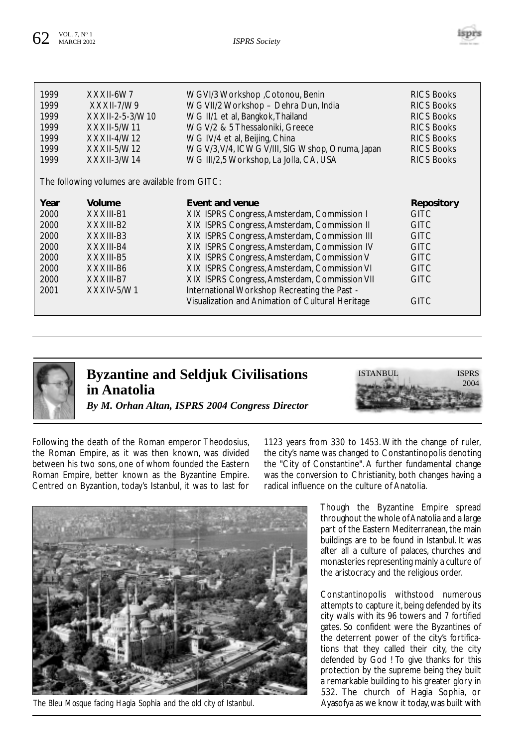| | | | |
|---|---|---|---|
| 1999 | XXXII-6W7 | WGVI/3 Workshop ,Cotonou, Benin | RICS Books |
| 1999 | XXXII-7/W9 | WG VII/2 Workshop – Dehra Dun, India | RICS Books |
| 1999 | XXXII-2-5-3/W10 | WG II/1 et al, Bangkok, Thailand | RICS Books |
| 1999 | XXXII-5/W11 | WG V/2 & 5 Thessaloniki, Greece | RICS Books |
| 1999 | XXXII-4/W12 | WG IV/4 et al, Beijing, China | RICS Books |
| 1999 | XXXII-5/W12 | WG V/3, V/4, ICWG V/III, SIG Wshop, Onuma, Japan | RICS Books |
| 1999 | XXXII-3/W14 | WG III/2,5 Workshop, La Jolla, CA, USA | RICS Books |

The following volumes are available from GITC:

| Year | Volume | Event and venue | Repository |
|---|---|---|---|
| 2000 | XXXIII-B1 | XIX ISPRS Congress, Amsterdam, Commission I | GITC |
| 2000 | XXXIII-B2 | XIX ISPRS Congress, Amsterdam, Commission II | GITC |
| 2000 | XXXIII-B3 | XIX ISPRS Congress, Amsterdam, Commission III | GITC |
| 2000 | XXXIII-B4 | XIX ISPRS Congress, Amsterdam, Commission IV | GITC |
| 2000 | XXXIII-B5 | XIX ISPRS Congress, Amsterdam, Commission V | GITC |
| 2000 | XXXIII-B6 | XIX ISPRS Congress, Amsterdam, Commission VI | GITC |
| 2000 | XXXIII-B7 | XIX ISPRS Congress, Amsterdam, Commission VII | GITC |
| 2001 | XXXIV-5/W1 | International Workshop Recreating the Past - Visualization and Animation of Cultural Heritage | GITC |

# Byzantine and Seldjuk Civilisations in Anatolia

***By M. Orhan Altan, ISPRS 2004 Congress Director***

ISTANBUL ISPRS 2004

Following the death of the Roman emperor Theodosius, the Roman Empire, as it was then known, was divided between his two sons, one of whom founded the Eastern Roman Empire, better known as the Byzantine Empire. Centred on Byzantion, today's Istanbul, it was to last for 1123 years from 330 to 1453. With the change of ruler, the city's name was changed to Constantinopolis denoting the "City of Constantine". A further fundamental change was the conversion to Christianity, both changes having a radical influence on the culture of Anatolia.

The Bleu Mosque facing Hagia Sophia and the old city of Istanbul.

Though the Byzantine Empire spread throughout the whole of Anatolia and a large part of the Eastern Mediterranean, the main buildings are to be found in Istanbul. It was after all a culture of palaces, churches and monasteries representing mainly a culture of the aristocracy and the religious order.

Constantinopolis withstood numerous attempts to capture it, being defended by its city walls with its 96 towers and 7 fortified gates. So confident were the Byzantines of the deterrent power of the city's fortifications that they called their city, the city defended by God ! To give thanks for this protection by the supreme being they built a remarkable building to his greater glory in 532. The church of Hagia Sophia, or Ayasofya as we know it today, was built with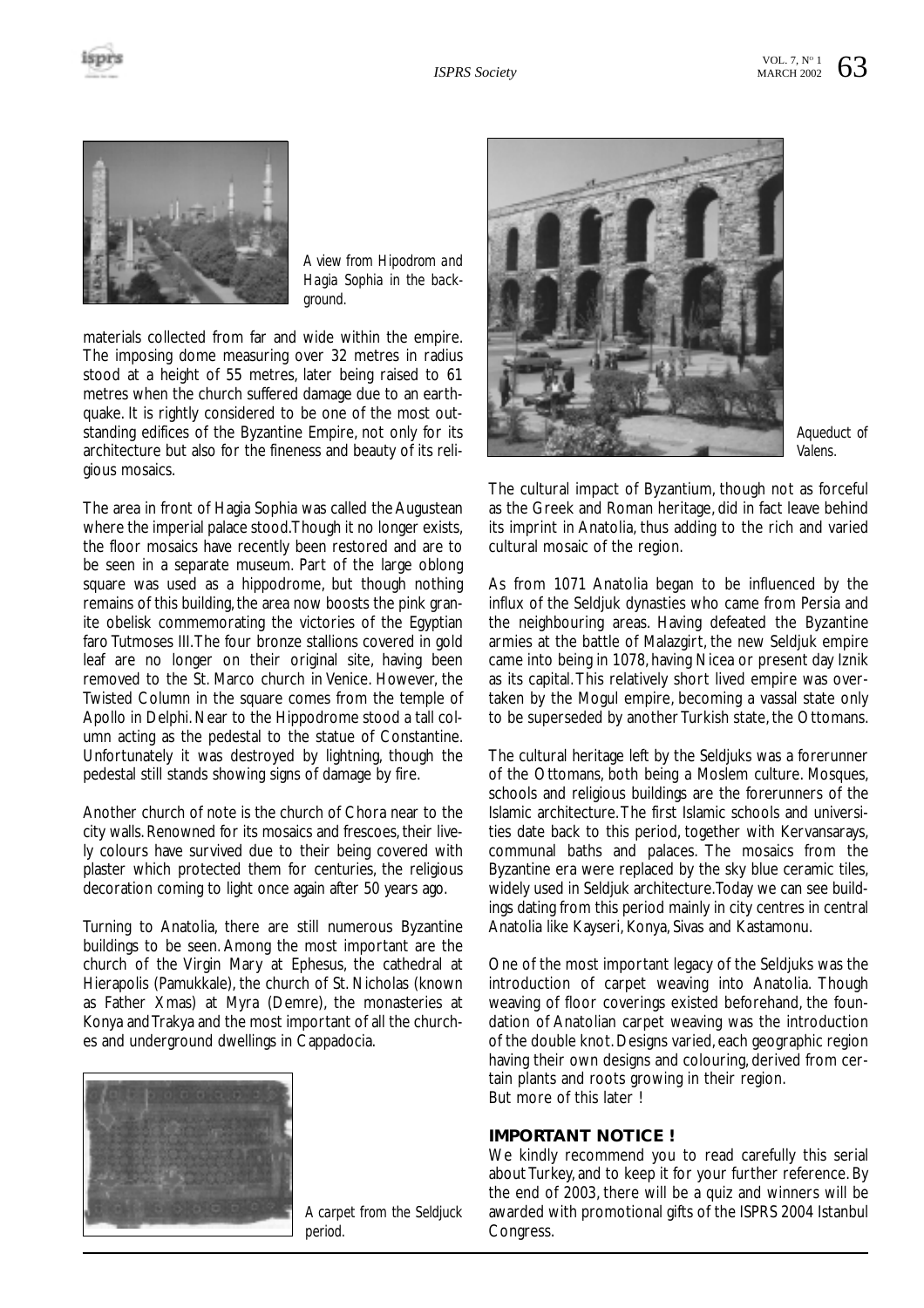A view from Hipodrom and Hagia Sophia in the background.

materials collected from far and wide within the empire. The imposing dome measuring over 32 metres in radius stood at a height of 55 metres, later being raised to 61 metres when the church suffered damage due to an earthquake. It is rightly considered to be one of the most outstanding edifices of the Byzantine Empire, not only for its architecture but also for the fineness and beauty of its religious mosaics.

The area in front of Hagia Sophia was called the Augustean where the imperial palace stood. Though it no longer exists, the floor mosaics have recently been restored and are to be seen in a separate museum. Part of the large oblong square was used as a hippodrome, but though nothing remains of this building, the area now boosts the pink granite obelisk commemorating the victories of the Egyptian faro Tutmoses III. The four bronze stallions covered in gold leaf are no longer on their original site, having been removed to the St. Marco church in Venice. However, the Twisted Column in the square comes from the temple of Apollo in Delphi. Near to the Hippodrome stood a tall column acting as the pedestal to the statue of Constantine. Unfortunately it was destroyed by lightning, though the pedestal still stands showing signs of damage by fire.

Another church of note is the church of Chora near to the city walls. Renowned for its mosaics and frescoes, their lively colours have survived due to their being covered with plaster which protected them for centuries, the religious decoration coming to light once again after 50 years ago.

Turning to Anatolia, there are still numerous Byzantine buildings to be seen. Among the most important are the church of the Virgin Mary at Ephesus, the cathedral at Hierapolis (Pamukkale), the church of St. Nicholas (known as Father Xmas) at Myra (Demre), the monasteries at Konya and Trakya and the most important of all the churches and underground dwellings in Cappadocia.

A carpet from the Seldjuck period.

Aqueduct of Valens.

The cultural impact of Byzantium, though not as forceful as the Greek and Roman heritage, did in fact leave behind its imprint in Anatolia, thus adding to the rich and varied cultural mosaic of the region.

As from 1071 Anatolia began to be influenced by the influx of the Seldjuk dynasties who came from Persia and the neighbouring areas. Having defeated the Byzantine armies at the battle of Malazgirt, the new Seldjuk empire came into being in 1078, having Nicea or present day Iznik as its capital. This relatively short lived empire was overtaken by the Mogul empire, becoming a vassal state only to be superseded by another Turkish state, the Ottomans.

The cultural heritage left by the Seldjuks was a forerunner of the Ottomans, both being a Moslem culture. Mosques, schools and religious buildings are the forerunners of the Islamic architecture. The first Islamic schools and universities date back to this period, together with Kervansarays, communal baths and palaces. The mosaics from the Byzantine era were replaced by the sky blue ceramic tiles, widely used in Seldjuk architecture. Today we can see buildings dating from this period mainly in city centres in central Anatolia like Kayseri, Konya, Sivas and Kastamonu.

One of the most important legacy of the Seldjuks was the introduction of carpet weaving into Anatolia. Though weaving of floor coverings existed beforehand, the foundation of Anatolian carpet weaving was the introduction of the double knot. Designs varied, each geographic region having their own designs and colouring, derived from certain plants and roots growing in their region.
But more of this later !

**IMPORTANT NOTICE !**

We kindly recommend you to read carefully this serial about Turkey, and to keep it for your further reference. By the end of 2003, there will be a quiz and winners will be awarded with promotional gifts of the ISPRS 2004 Istanbul Congress.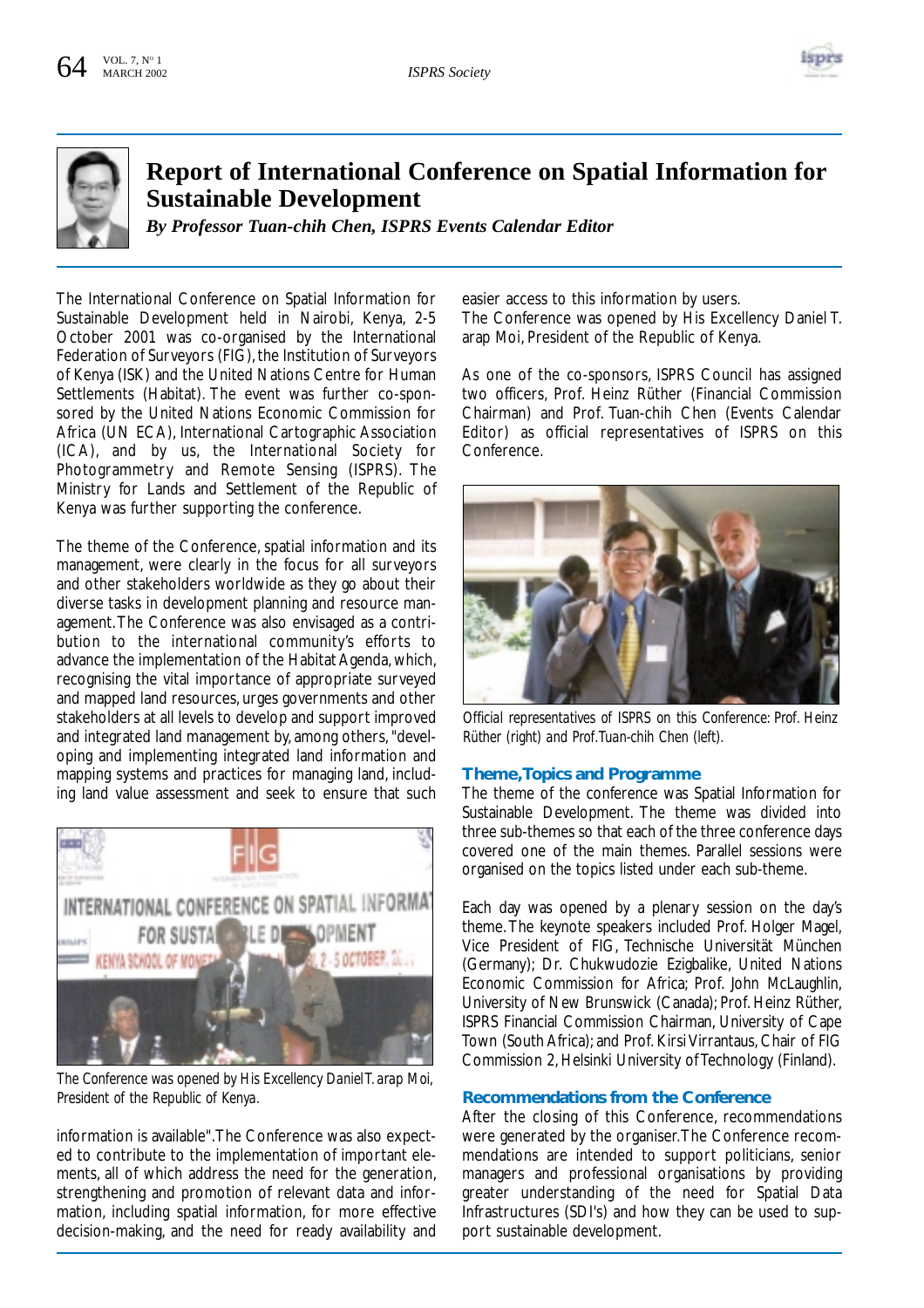# Report of International Conference on Spatial Information for Sustainable Development

***By Professor Tuan-chih Chen, ISPRS Events Calendar Editor***

The International Conference on Spatial Information for Sustainable Development held in Nairobi, Kenya, 2-5 October 2001 was co-organised by the International Federation of Surveyors (FIG), the Institution of Surveyors of Kenya (ISK) and the United Nations Centre for Human Settlements (Habitat). The event was further co-sponsored by the United Nations Economic Commission for Africa (UN ECA), International Cartographic Association (ICA), and by us, the International Society for Photogrammetry and Remote Sensing (ISPRS). The Ministry for Lands and Settlement of the Republic of Kenya was further supporting the conference.

The theme of the Conference, spatial information and its management, were clearly in the focus for all surveyors and other stakeholders worldwide as they go about their diverse tasks in development planning and resource management. The Conference was also envisaged as a contribution to the international community's efforts to advance the implementation of the Habitat Agenda, which, recognising the vital importance of appropriate surveyed and mapped land resources, urges governments and other stakeholders at all levels to develop and support improved and integrated land management by, among others, "developing and implementing integrated land information and mapping systems and practices for managing land, including land value assessment and seek to ensure that such information is available". The Conference was also expected to contribute to the implementation of important elements, all of which address the need for the generation, strengthening and promotion of relevant data and information, including spatial information, for more effective decision-making, and the need for ready availability and easier access to this information by users.

The Conference was opened by His Excellency Daniel T. arap Moi, President of the Republic of Kenya.

*The Conference was opened by His Excellency Daniel T. arap Moi, President of the Republic of Kenya.*

As one of the co-sponsors, ISPRS Council has assigned two officers, Prof. Heinz Rüther (Financial Commission Chairman) and Prof. Tuan-chih Chen (Events Calendar Editor) as official representatives of ISPRS on this Conference.

*Official representatives of ISPRS on this Conference: Prof. Heinz Rüther (right) and Prof. Tuan-chih Chen (left).*

## Theme, Topics and Programme

The theme of the conference was Spatial Information for Sustainable Development. The theme was divided into three sub-themes so that each of the three conference days covered one of the main themes. Parallel sessions were organised on the topics listed under each sub-theme.

Each day was opened by a plenary session on the day's theme. The keynote speakers included Prof. Holger Magel, Vice President of FIG, Technische Universität München (Germany); Dr. Chukwudozie Ezigbalike, United Nations Economic Commission for Africa; Prof. John McLaughlin, University of New Brunswick (Canada); Prof. Heinz Rüther, ISPRS Financial Commission Chairman, University of Cape Town (South Africa); and Prof. Kirsi Virrantaus, Chair of FIG Commission 2, Helsinki University of Technology (Finland).

## Recommendations from the Conference

After the closing of this Conference, recommendations were generated by the organiser. The Conference recommendations are intended to support politicians, senior managers and professional organisations by providing greater understanding of the need for Spatial Data Infrastructures (SDI's) and how they can be used to support sustainable development.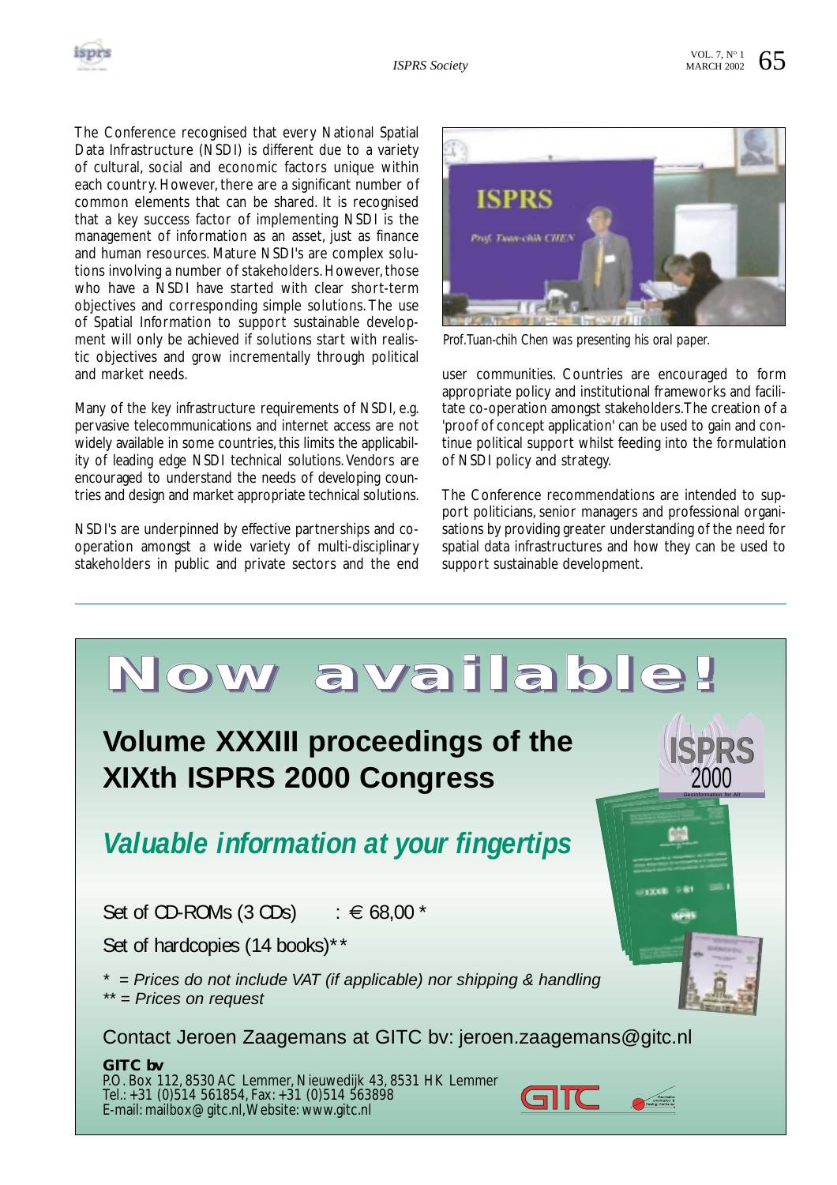The Conference recognised that every National Spatial Data Infrastructure (NSDI) is different due to a variety of cultural, social and economic factors unique within each country. However, there are a significant number of common elements that can be shared. It is recognised that a key success factor of implementing NSDI is the management of information as an asset, just as finance and human resources. Mature NSDI's are complex solutions involving a number of stakeholders. However, those who have a NSDI have started with clear short-term objectives and corresponding simple solutions. The use of Spatial Information to support sustainable development will only be achieved if solutions start with realistic objectives and grow incrementally through political and market needs.

Many of the key infrastructure requirements of NSDI, e.g. pervasive telecommunications and internet access are not widely available in some countries, this limits the applicability of leading edge NSDI technical solutions. Vendors are encouraged to understand the needs of developing countries and design and market appropriate technical solutions.

NSDI's are underpinned by effective partnerships and co-operation amongst a wide variety of multi-disciplinary stakeholders in public and private sectors and the end user communities. Countries are encouraged to form appropriate policy and institutional frameworks and facilitate co-operation amongst stakeholders. The creation of a 'proof of concept application' can be used to gain and continue political support whilst feeding into the formulation of NSDI policy and strategy.

*Prof. Tuan-chih Chen was presenting his oral paper.*

The Conference recommendations are intended to support politicians, senior managers and professional organisations by providing greater understanding of the need for spatial data infrastructures and how they can be used to support sustainable development.

# Now available!

## Volume XXXIII proceedings of the XIXth ISPRS 2000 Congress

ISPRS 2000
Geoinformation for All

### *Valuable information at your fingertips*

Set of CD-ROMs (3 CDs) : € 68,00 *

Set of hardcopies (14 books)**

\* = *Prices do not include VAT (if applicable) nor shipping & handling*
** = *Prices on request*

Contact Jeroen Zaagemans at GITC bv: jeroen.zaagemans@gitc.nl

**GITC bv**
P.O. Box 112, 8530 AC Lemmer, Nieuwedijk 43, 8531 HK Lemmer
Tel.: +31 (0)514 561854, Fax: +31 (0)514 563898
E-mail: mailbox@gitc.nl, Website: www.gitc.nl